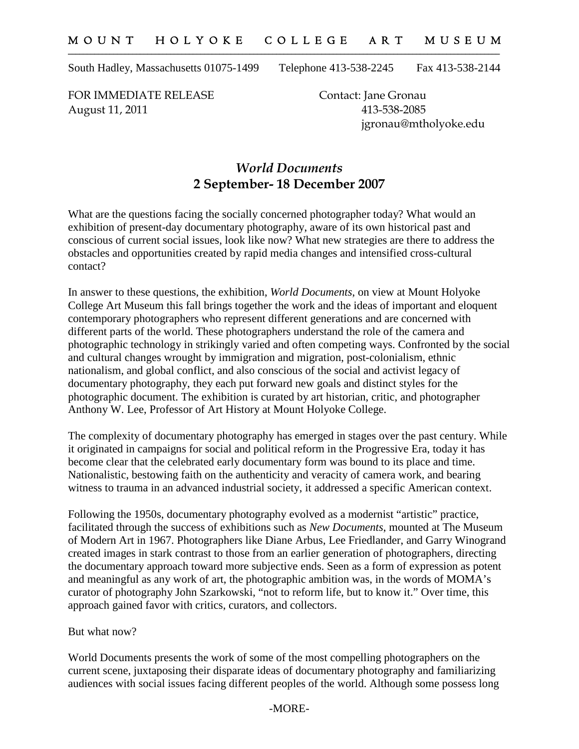MOUNT HOLYOKE COLLEGE ART MUSEUM

South Hadley, Massachusetts 01075-1499 Telephone 413-538-2245 Fax 413-538-2144

FOR IMMEDIATE RELEASE
August 11, 2011

Contact: Jane Gronau
413-538-2085
jgronau@mtholyoke.edu

# *World Documents*
## 2 September- 18 December 2007

What are the questions facing the socially concerned photographer today? What would an exhibition of present-day documentary photography, aware of its own historical past and conscious of current social issues, look like now? What new strategies are there to address the obstacles and opportunities created by rapid media changes and intensified cross-cultural contact?

In answer to these questions, the exhibition, *World Documents*, on view at Mount Holyoke College Art Museum this fall brings together the work and the ideas of important and eloquent contemporary photographers who represent different generations and are concerned with different parts of the world. These photographers understand the role of the camera and photographic technology in strikingly varied and often competing ways. Confronted by the social and cultural changes wrought by immigration and migration, post-colonialism, ethnic nationalism, and global conflict, and also conscious of the social and activist legacy of documentary photography, they each put forward new goals and distinct styles for the photographic document. The exhibition is curated by art historian, critic, and photographer Anthony W. Lee, Professor of Art History at Mount Holyoke College.

The complexity of documentary photography has emerged in stages over the past century. While it originated in campaigns for social and political reform in the Progressive Era, today it has become clear that the celebrated early documentary form was bound to its place and time. Nationalistic, bestowing faith on the authenticity and veracity of camera work, and bearing witness to trauma in an advanced industrial society, it addressed a specific American context.

Following the 1950s, documentary photography evolved as a modernist "artistic" practice, facilitated through the success of exhibitions such as *New Documents*, mounted at The Museum of Modern Art in 1967. Photographers like Diane Arbus, Lee Friedlander, and Garry Winogrand created images in stark contrast to those from an earlier generation of photographers, directing the documentary approach toward more subjective ends. Seen as a form of expression as potent and meaningful as any work of art, the photographic ambition was, in the words of MOMA's curator of photography John Szarkowski, "not to reform life, but to know it." Over time, this approach gained favor with critics, curators, and collectors.

But what now?

World Documents presents the work of some of the most compelling photographers on the current scene, juxtaposing their disparate ideas of documentary photography and familiarizing audiences with social issues facing different peoples of the world. Although some possess long

-MORE-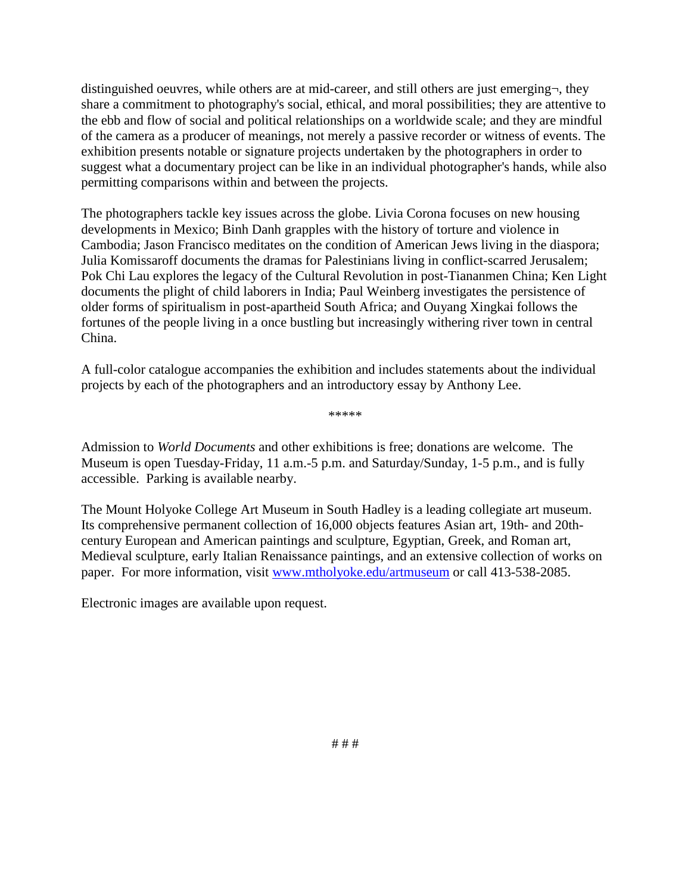distinguished oeuvres, while others are at mid-career, and still others are just emerging¬, they share a commitment to photography's social, ethical, and moral possibilities; they are attentive to the ebb and flow of social and political relationships on a worldwide scale; and they are mindful of the camera as a producer of meanings, not merely a passive recorder or witness of events. The exhibition presents notable or signature projects undertaken by the photographers in order to suggest what a documentary project can be like in an individual photographer's hands, while also permitting comparisons within and between the projects.

The photographers tackle key issues across the globe. Livia Corona focuses on new housing developments in Mexico; Binh Danh grapples with the history of torture and violence in Cambodia; Jason Francisco meditates on the condition of American Jews living in the diaspora; Julia Komissaroff documents the dramas for Palestinians living in conflict-scarred Jerusalem; Pok Chi Lau explores the legacy of the Cultural Revolution in post-Tiananmen China; Ken Light documents the plight of child laborers in India; Paul Weinberg investigates the persistence of older forms of spiritualism in post-apartheid South Africa; and Ouyang Xingkai follows the fortunes of the people living in a once bustling but increasingly withering river town in central China.

A full-color catalogue accompanies the exhibition and includes statements about the individual projects by each of the photographers and an introductory essay by Anthony Lee.

*****

Admission to *World Documents* and other exhibitions is free; donations are welcome. The Museum is open Tuesday-Friday, 11 a.m.-5 p.m. and Saturday/Sunday, 1-5 p.m., and is fully accessible. Parking is available nearby.

The Mount Holyoke College Art Museum in South Hadley is a leading collegiate art museum. Its comprehensive permanent collection of 16,000 objects features Asian art, 19th- and 20th-century European and American paintings and sculpture, Egyptian, Greek, and Roman art, Medieval sculpture, early Italian Renaissance paintings, and an extensive collection of works on paper. For more information, visit [www.mtholyoke.edu/artmuseum](http://www.mtholyoke.edu/artmuseum) or call 413-538-2085.

Electronic images are available upon request.

# # #